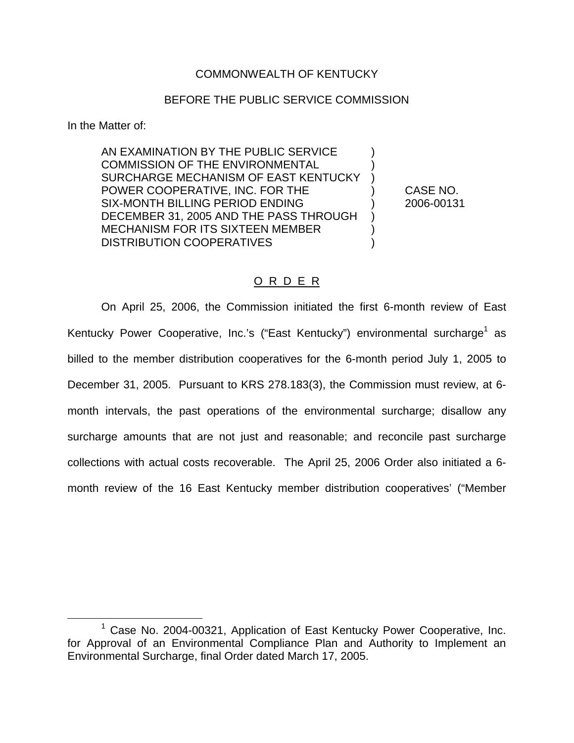COMMONWEALTH OF KENTUCKY

BEFORE THE PUBLIC SERVICE COMMISSION

In the Matter of:

| | | |
|---|---|---|
| AN EXAMINATION BY THE PUBLIC SERVICE COMMISSION OF THE ENVIRONMENTAL SURCHARGE MECHANISM OF EAST KENTUCKY POWER COOPERATIVE, INC. FOR THE SIX-MONTH BILLING PERIOD ENDING DECEMBER 31, 2005 AND THE PASS THROUGH MECHANISM FOR ITS SIXTEEN MEMBER DISTRIBUTION COOPERATIVES | ) ) ) ) ) ) ) ) | CASE NO. 2006-00131 |

## O R D E R

On April 25, 2006, the Commission initiated the first 6-month review of East Kentucky Power Cooperative, Inc.'s ("East Kentucky") environmental surcharge[1] as billed to the member distribution cooperatives for the 6-month period July 1, 2005 to December 31, 2005. Pursuant to KRS 278.183(3), the Commission must review, at 6-month intervals, the past operations of the environmental surcharge; disallow any surcharge amounts that are not just and reasonable; and reconcile past surcharge collections with actual costs recoverable. The April 25, 2006 Order also initiated a 6-month review of the 16 East Kentucky member distribution cooperatives' ("Member

[1] Case No. 2004-00321, Application of East Kentucky Power Cooperative, Inc. for Approval of an Environmental Compliance Plan and Authority to Implement an Environmental Surcharge, final Order dated March 17, 2005.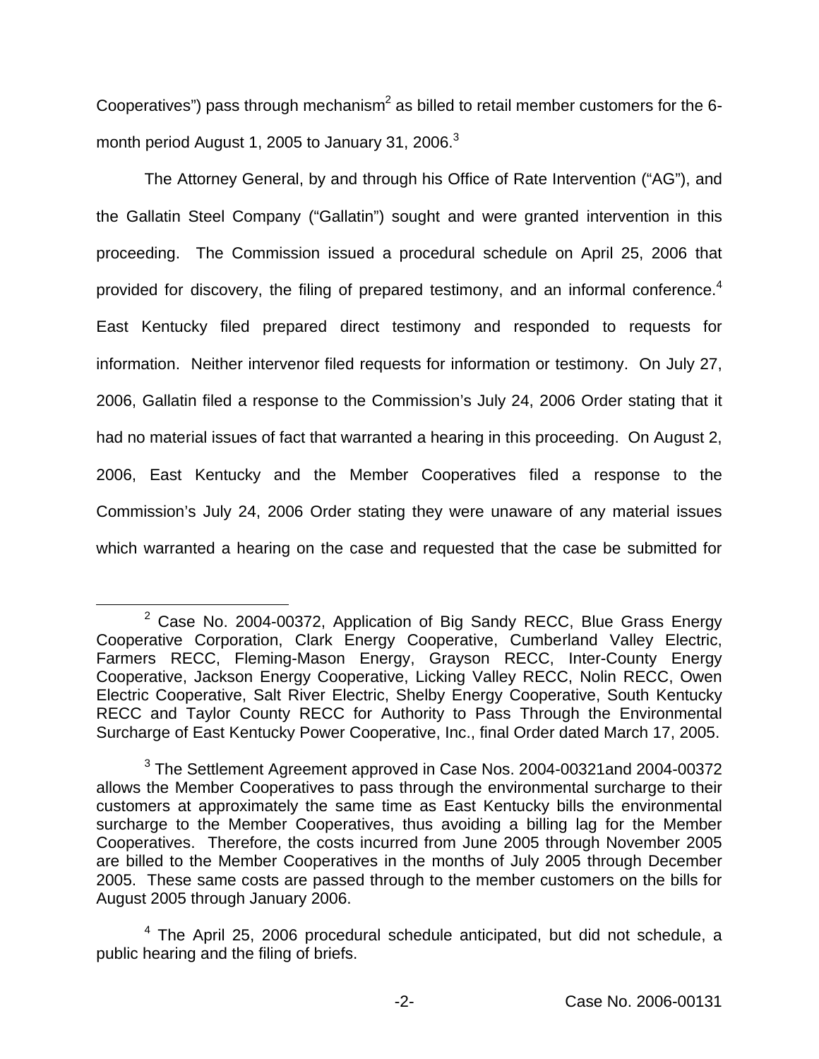Cooperatives") pass through mechanism[2] as billed to retail member customers for the 6-month period August 1, 2005 to January 31, 2006.[3]

The Attorney General, by and through his Office of Rate Intervention ("AG"), and the Gallatin Steel Company ("Gallatin") sought and were granted intervention in this proceeding. The Commission issued a procedural schedule on April 25, 2006 that provided for discovery, the filing of prepared testimony, and an informal conference.[4] East Kentucky filed prepared direct testimony and responded to requests for information. Neither intervenor filed requests for information or testimony. On July 27, 2006, Gallatin filed a response to the Commission's July 24, 2006 Order stating that it had no material issues of fact that warranted a hearing in this proceeding. On August 2, 2006, East Kentucky and the Member Cooperatives filed a response to the Commission's July 24, 2006 Order stating they were unaware of any material issues which warranted a hearing on the case and requested that the case be submitted for

---

[2] Case No. 2004-00372, Application of Big Sandy RECC, Blue Grass Energy Cooperative Corporation, Clark Energy Cooperative, Cumberland Valley Electric, Farmers RECC, Fleming-Mason Energy, Grayson RECC, Inter-County Energy Cooperative, Jackson Energy Cooperative, Licking Valley RECC, Nolin RECC, Owen Electric Cooperative, Salt River Electric, Shelby Energy Cooperative, South Kentucky RECC and Taylor County RECC for Authority to Pass Through the Environmental Surcharge of East Kentucky Power Cooperative, Inc., final Order dated March 17, 2005.

[3] The Settlement Agreement approved in Case Nos. 2004-00321and 2004-00372 allows the Member Cooperatives to pass through the environmental surcharge to their customers at approximately the same time as East Kentucky bills the environmental surcharge to the Member Cooperatives, thus avoiding a billing lag for the Member Cooperatives. Therefore, the costs incurred from June 2005 through November 2005 are billed to the Member Cooperatives in the months of July 2005 through December 2005. These same costs are passed through to the member customers on the bills for August 2005 through January 2006.

[4] The April 25, 2006 procedural schedule anticipated, but did not schedule, a public hearing and the filing of briefs.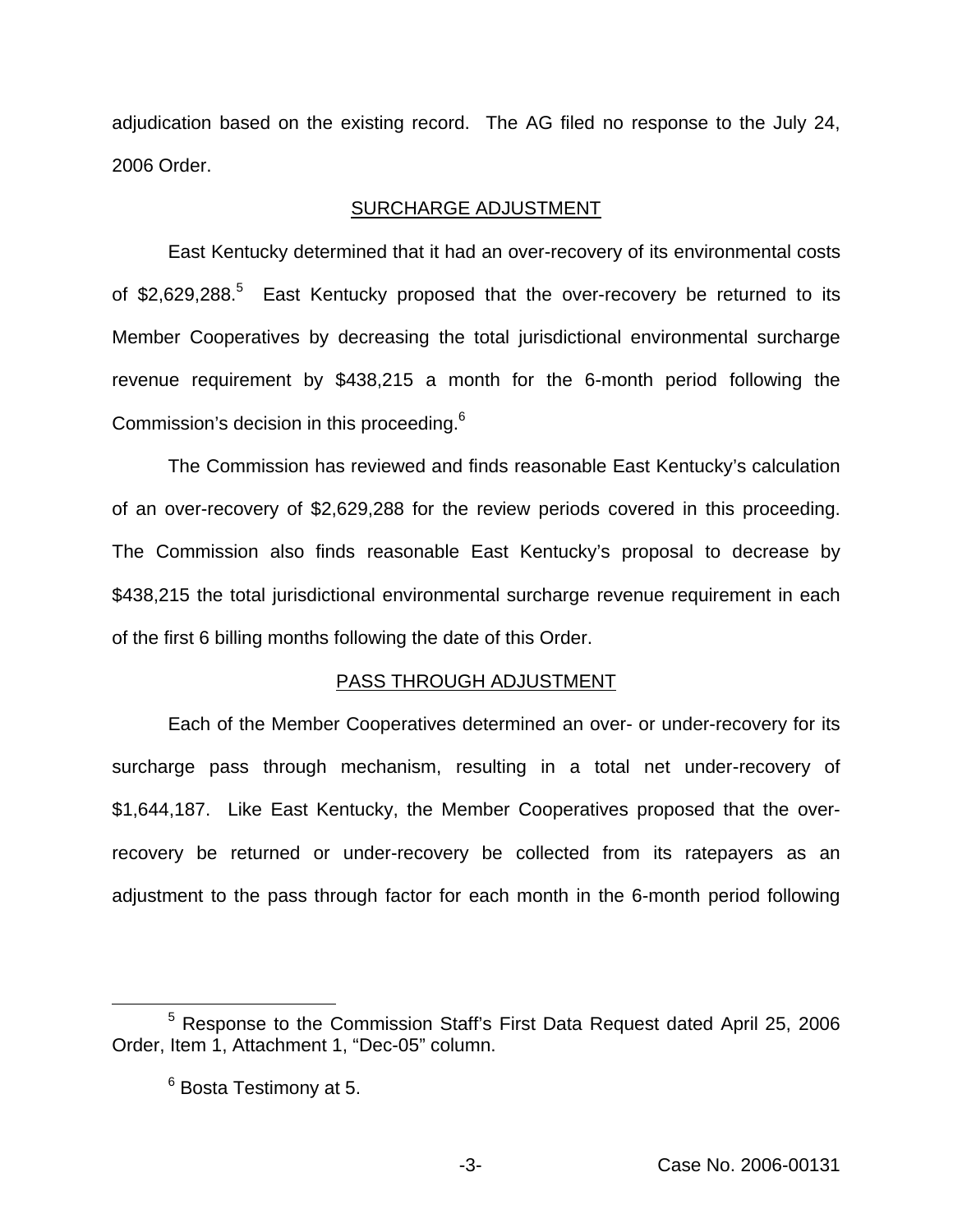adjudication based on the existing record. The AG filed no response to the July 24, 2006 Order.

## SURCHARGE ADJUSTMENT

East Kentucky determined that it had an over-recovery of its environmental costs of $2,629,288.[5] East Kentucky proposed that the over-recovery be returned to its Member Cooperatives by decreasing the total jurisdictional environmental surcharge revenue requirement by $438,215 a month for the 6-month period following the Commission's decision in this proceeding.[6]

The Commission has reviewed and finds reasonable East Kentucky's calculation of an over-recovery of $2,629,288 for the review periods covered in this proceeding. The Commission also finds reasonable East Kentucky's proposal to decrease by $438,215 the total jurisdictional environmental surcharge revenue requirement in each of the first 6 billing months following the date of this Order.

## PASS THROUGH ADJUSTMENT

Each of the Member Cooperatives determined an over- or under-recovery for its surcharge pass through mechanism, resulting in a total net under-recovery of $1,644,187. Like East Kentucky, the Member Cooperatives proposed that the over-recovery be returned or under-recovery be collected from its ratepayers as an adjustment to the pass through factor for each month in the 6-month period following

[5] Response to the Commission Staff's First Data Request dated April 25, 2006 Order, Item 1, Attachment 1, "Dec-05" column.

[6] Bosta Testimony at 5.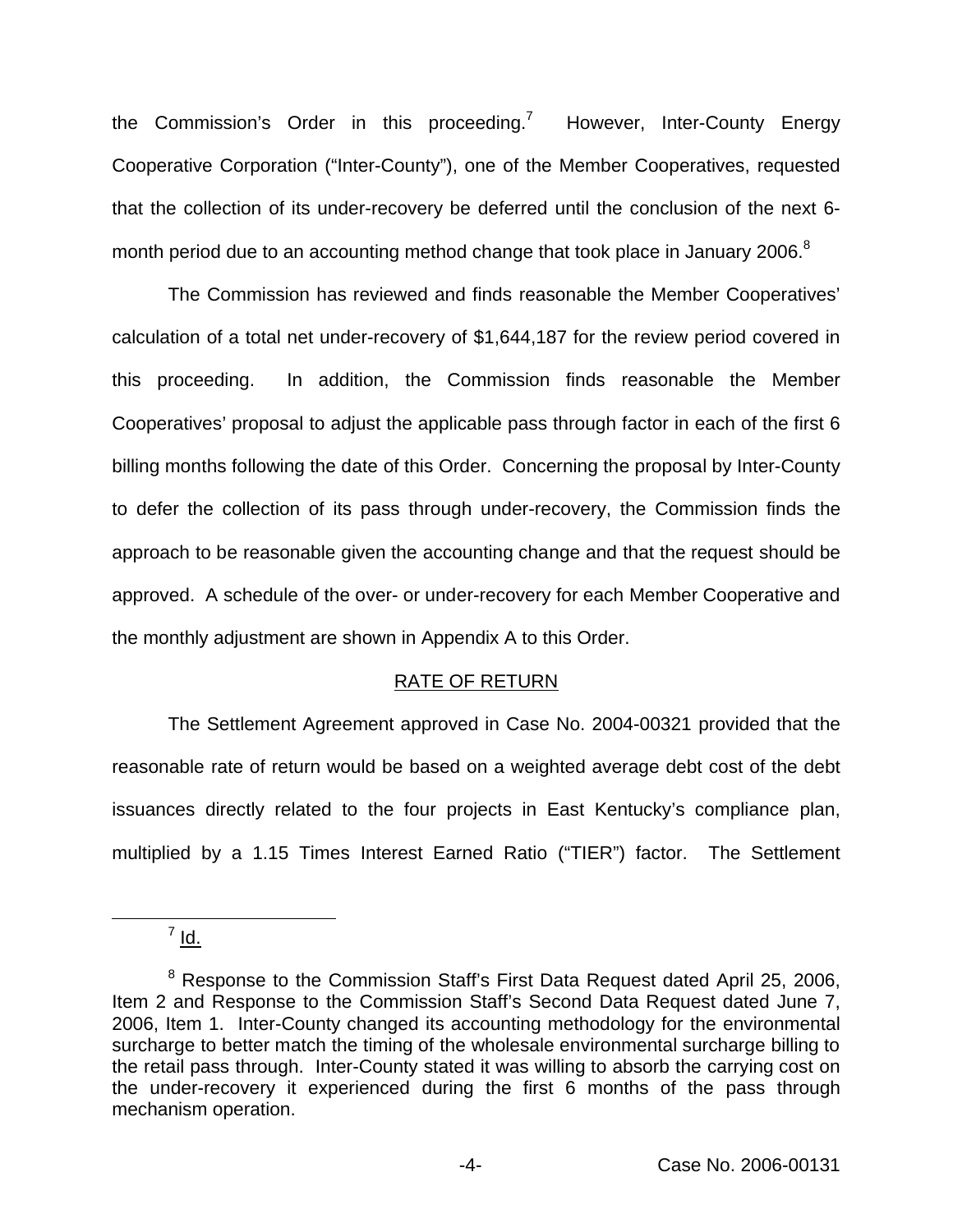the Commission's Order in this proceeding.[7] However, Inter-County Energy Cooperative Corporation ("Inter-County"), one of the Member Cooperatives, requested that the collection of its under-recovery be deferred until the conclusion of the next 6-month period due to an accounting method change that took place in January 2006.[8]

The Commission has reviewed and finds reasonable the Member Cooperatives' calculation of a total net under-recovery of $1,644,187 for the review period covered in this proceeding. In addition, the Commission finds reasonable the Member Cooperatives' proposal to adjust the applicable pass through factor in each of the first 6 billing months following the date of this Order. Concerning the proposal by Inter-County to defer the collection of its pass through under-recovery, the Commission finds the approach to be reasonable given the accounting change and that the request should be approved. A schedule of the over- or under-recovery for each Member Cooperative and the monthly adjustment are shown in Appendix A to this Order.

## RATE OF RETURN

The Settlement Agreement approved in Case No. 2004-00321 provided that the reasonable rate of return would be based on a weighted average debt cost of the debt issuances directly related to the four projects in East Kentucky's compliance plan, multiplied by a 1.15 Times Interest Earned Ratio ("TIER") factor. The Settlement

---

[7] Id.

[8] Response to the Commission Staff's First Data Request dated April 25, 2006, Item 2 and Response to the Commission Staff's Second Data Request dated June 7, 2006, Item 1. Inter-County changed its accounting methodology for the environmental surcharge to better match the timing of the wholesale environmental surcharge billing to the retail pass through. Inter-County stated it was willing to absorb the carrying cost on the under-recovery it experienced during the first 6 months of the pass through mechanism operation.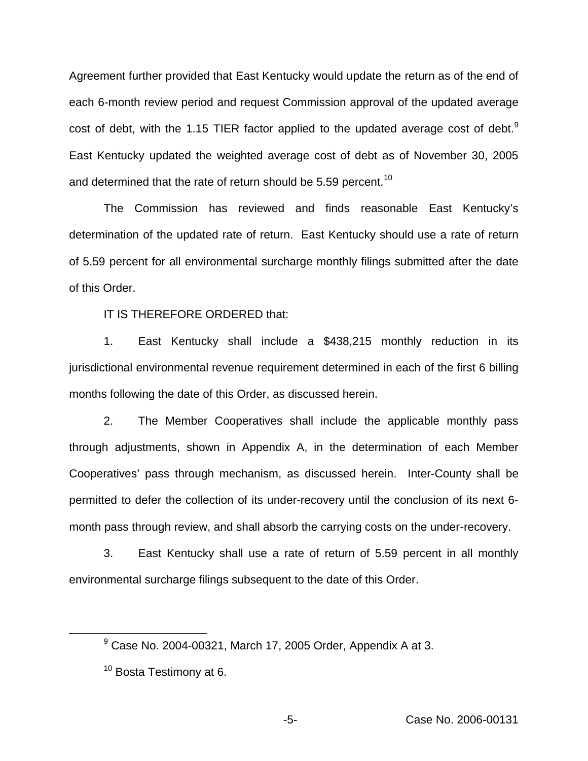Agreement further provided that East Kentucky would update the return as of the end of each 6-month review period and request Commission approval of the updated average cost of debt, with the 1.15 TIER factor applied to the updated average cost of debt.[9] East Kentucky updated the weighted average cost of debt as of November 30, 2005 and determined that the rate of return should be 5.59 percent.[10]

The Commission has reviewed and finds reasonable East Kentucky's determination of the updated rate of return. East Kentucky should use a rate of return of 5.59 percent for all environmental surcharge monthly filings submitted after the date of this Order.

IT IS THEREFORE ORDERED that:

1. East Kentucky shall include a $438,215 monthly reduction in its jurisdictional environmental revenue requirement determined in each of the first 6 billing months following the date of this Order, as discussed herein.

2. The Member Cooperatives shall include the applicable monthly pass through adjustments, shown in Appendix A, in the determination of each Member Cooperatives' pass through mechanism, as discussed herein. Inter-County shall be permitted to defer the collection of its under-recovery until the conclusion of its next 6-month pass through review, and shall absorb the carrying costs on the under-recovery.

3. East Kentucky shall use a rate of return of 5.59 percent in all monthly environmental surcharge filings subsequent to the date of this Order.

---

[9] Case No. 2004-00321, March 17, 2005 Order, Appendix A at 3.

[10] Bosta Testimony at 6.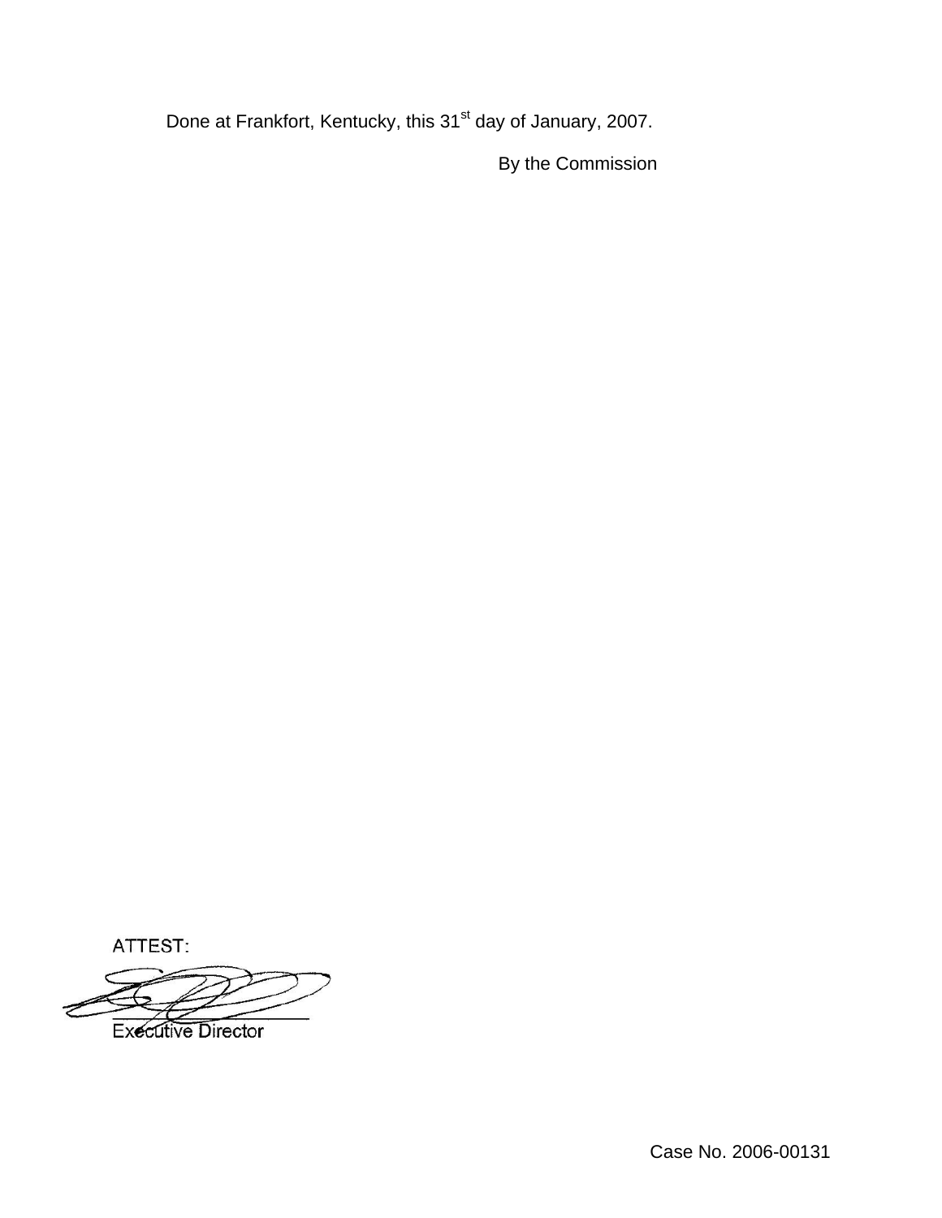Done at Frankfort, Kentucky, this 31st day of January, 2007.

By the Commission

ATTEST:

Executive Director

Case No. 2006-00131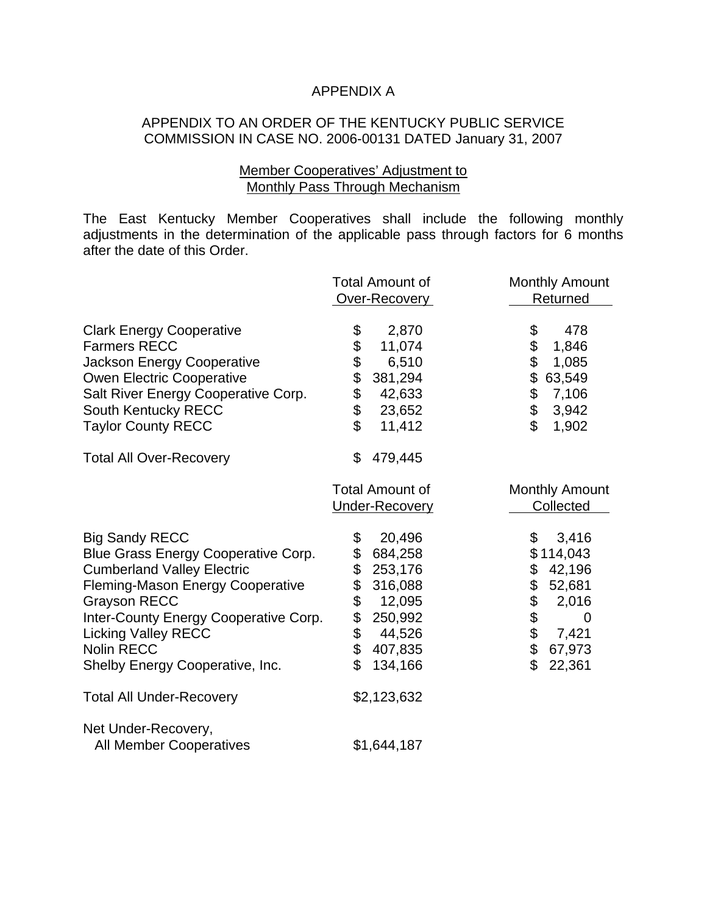# APPENDIX A

## APPENDIX TO AN ORDER OF THE KENTUCKY PUBLIC SERVICE COMMISSION IN CASE NO. 2006-00131 DATED January 31, 2007

### Member Cooperatives' Adjustment to Monthly Pass Through Mechanism

The East Kentucky Member Cooperatives shall include the following monthly adjustments in the determination of the applicable pass through factors for 6 months after the date of this Order.

| | Total Amount of Over-Recovery | Monthly Amount Returned |
|---|---|---|
| Clark Energy Cooperative | $ 2,870 | $ 478 |
| Farmers RECC | $ 11,074 | $ 1,846 |
| Jackson Energy Cooperative | $ 6,510 | $ 1,085 |
| Owen Electric Cooperative | $ 381,294 | $ 63,549 |
| Salt River Energy Cooperative Corp. | $ 42,633 | $ 7,106 |
| South Kentucky RECC | $ 23,652 | $ 3,942 |
| Taylor County RECC | $ 11,412 | $ 1,902 |
| Total All Over-Recovery | $ 479,445 | |

| | Total Amount of Under-Recovery | Monthly Amount Collected |
|---|---|---|
| Big Sandy RECC | $ 20,496 | $ 3,416 |
| Blue Grass Energy Cooperative Corp. | $ 684,258 | $ 114,043 |
| Cumberland Valley Electric | $ 253,176 | $ 42,196 |
| Fleming-Mason Energy Cooperative | $ 316,088 | $ 52,681 |
| Grayson RECC | $ 12,095 | $ 2,016 |
| Inter-County Energy Cooperative Corp. | $ 250,992 | $ 0 |
| Licking Valley RECC | $ 44,526 | $ 7,421 |
| Nolin RECC | $ 407,835 | $ 67,973 |
| Shelby Energy Cooperative, Inc. | $ 134,166 | $ 22,361 |
| Total All Under-Recovery | $2,123,632 | |
| Net Under-Recovery, All Member Cooperatives | $1,644,187 | |